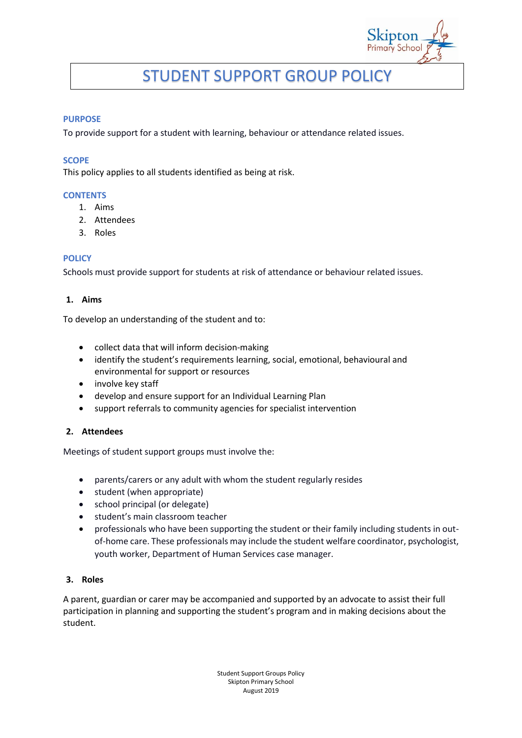# STUDENT SUPPORT GROUP POLICY

## PURPOSE

To provide support for a student with learning, behaviour or attendance related issues.

## SCOPE

This policy applies to all students identified as being at risk.

## CONTENTS

1. Aims
2. Attendees
3. Roles

## POLICY

Schools must provide support for students at risk of attendance or behaviour related issues.

### 1. Aims

To develop an understanding of the student and to:

- collect data that will inform decision-making
- identify the student's requirements learning, social, emotional, behavioural and environmental for support or resources
- involve key staff
- develop and ensure support for an Individual Learning Plan
- support referrals to community agencies for specialist intervention

### 2. Attendees

Meetings of student support groups must involve the:

- parents/carers or any adult with whom the student regularly resides
- student (when appropriate)
- school principal (or delegate)
- student's main classroom teacher
- professionals who have been supporting the student or their family including students in out-of-home care. These professionals may include the student welfare coordinator, psychologist, youth worker, Department of Human Services case manager.

### 3. Roles

A parent, guardian or carer may be accompanied and supported by an advocate to assist their full participation in planning and supporting the student's program and in making decisions about the student.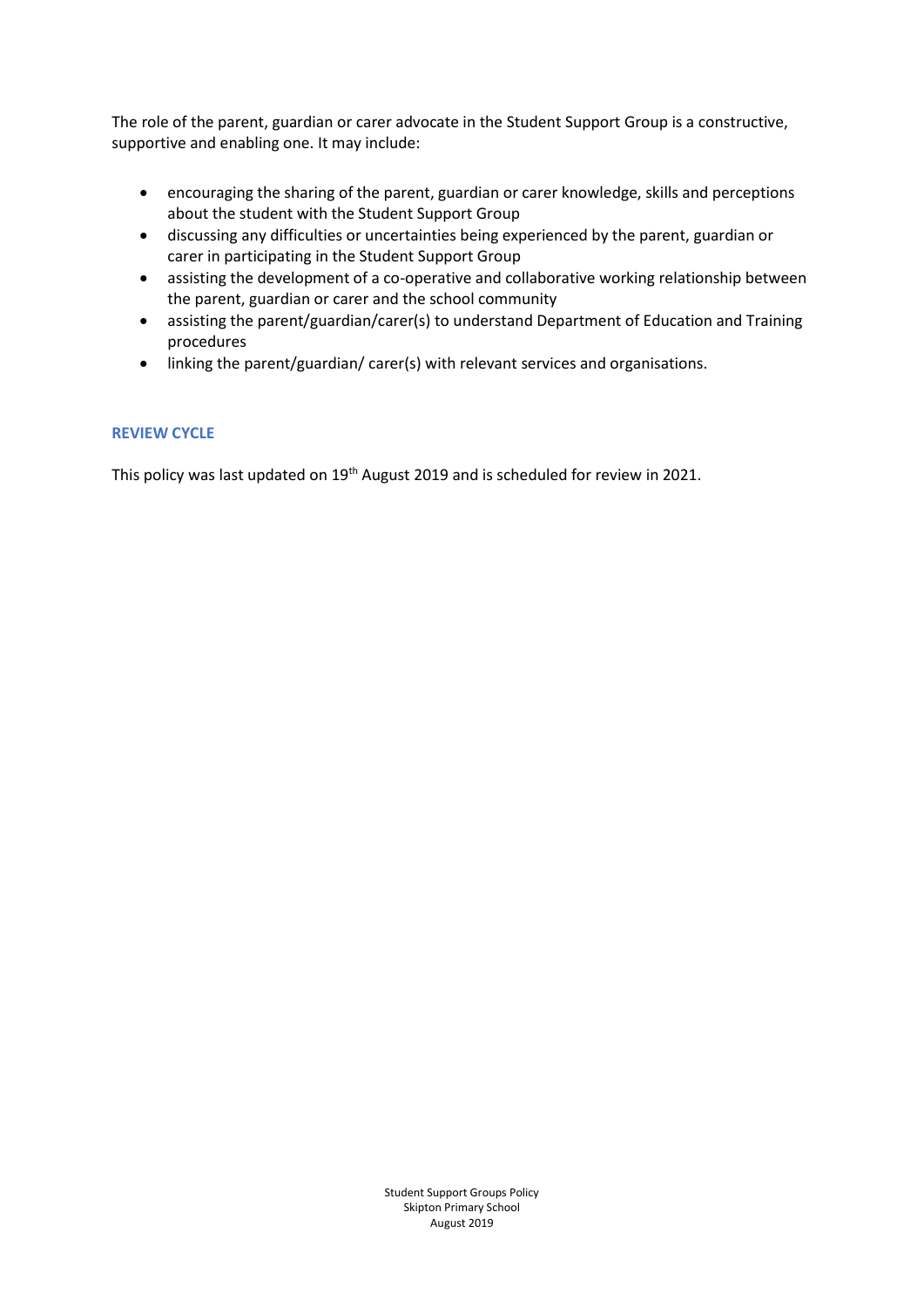The role of the parent, guardian or carer advocate in the Student Support Group is a constructive, supportive and enabling one. It may include:

- encouraging the sharing of the parent, guardian or carer knowledge, skills and perceptions about the student with the Student Support Group
- discussing any difficulties or uncertainties being experienced by the parent, guardian or carer in participating in the Student Support Group
- assisting the development of a co-operative and collaborative working relationship between the parent, guardian or carer and the school community
- assisting the parent/guardian/carer(s) to understand Department of Education and Training procedures
- linking the parent/guardian/ carer(s) with relevant services and organisations.

## REVIEW CYCLE

This policy was last updated on 19th August 2019 and is scheduled for review in 2021.